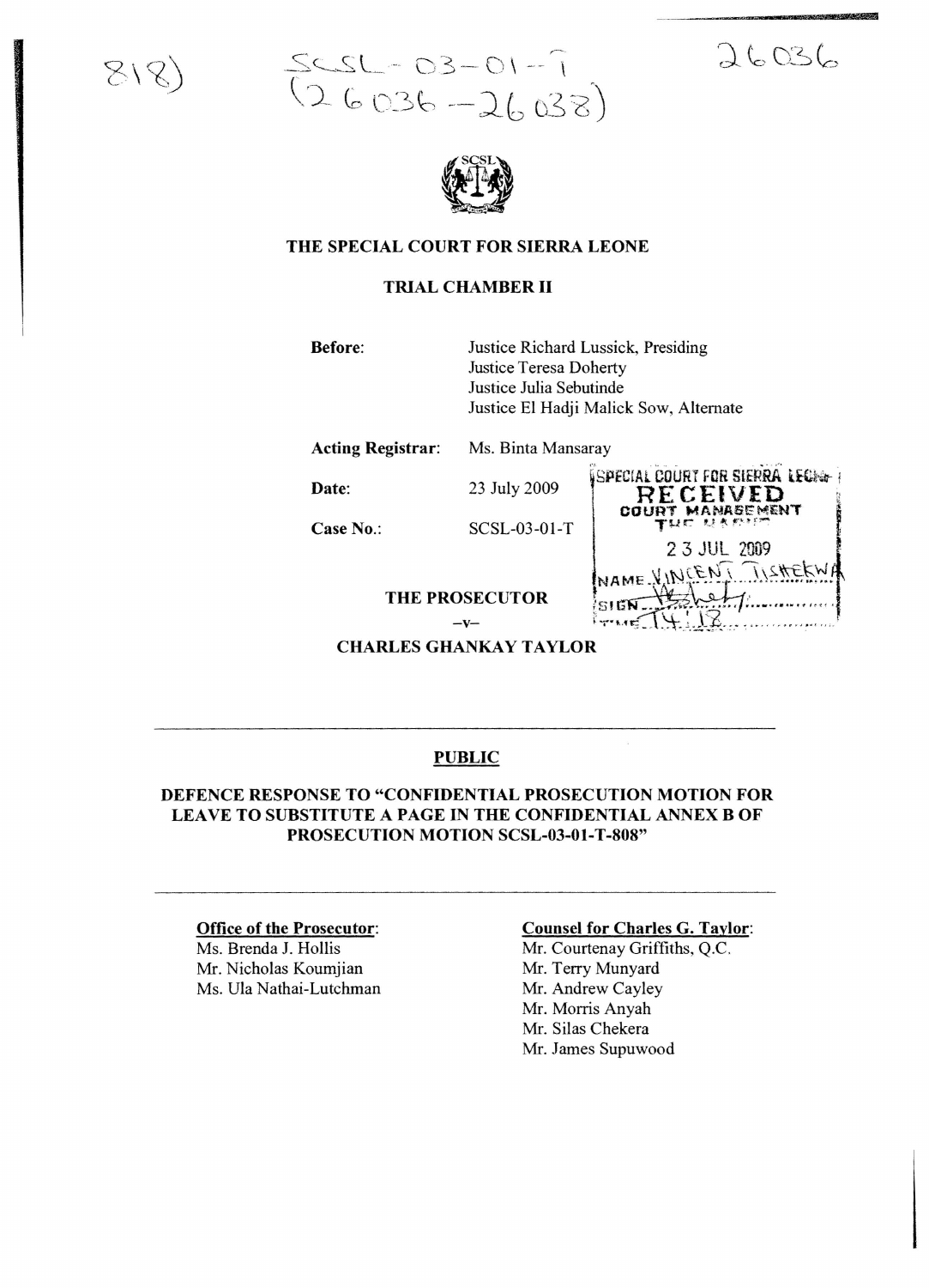818)

SCSL-03-01-T
(26036-26038)

26036

THE SPECIAL COURT FOR SIERRA LEONE

TRIAL CHAMBER II

| | |
|---|---|
| **Before**: | Justice Richard Lussick, Presiding<br>Justice Teresa Doherty<br>Justice Julia Sebutinde<br>Justice El Hadji Malick Sow, Alternate |
| **Acting Registrar**: | Ms. Binta Mansaray |
| **Date**: | 23 July 2009 |
| **Case No.**: | SCSL-03-01-T |

SPECIAL COURT FOR SIERRA LEONE
RECEIVED
COURT MANAGEMENT
23 JUL 2009
NAME VINCENT TISHEKWA
SIGN
TIME 14:18

**THE PROSECUTOR**

**–v–**

**CHARLES GHANKAY TAYLOR**

---

**PUBLIC**

**DEFENCE RESPONSE TO "CONFIDENTIAL PROSECUTION MOTION FOR LEAVE TO SUBSTITUTE A PAGE IN THE CONFIDENTIAL ANNEX B OF PROSECUTION MOTION SCSL-03-01-T-808"**

---

**Office of the Prosecutor**:
Ms. Brenda J. Hollis
Mr. Nicholas Koumjian
Ms. Ula Nathai-Lutchman

**Counsel for Charles G. Taylor**:
Mr. Courtenay Griffiths, Q.C.
Mr. Terry Munyard
Mr. Andrew Cayley
Mr. Morris Anyah
Mr. Silas Chekera
Mr. James Supuwood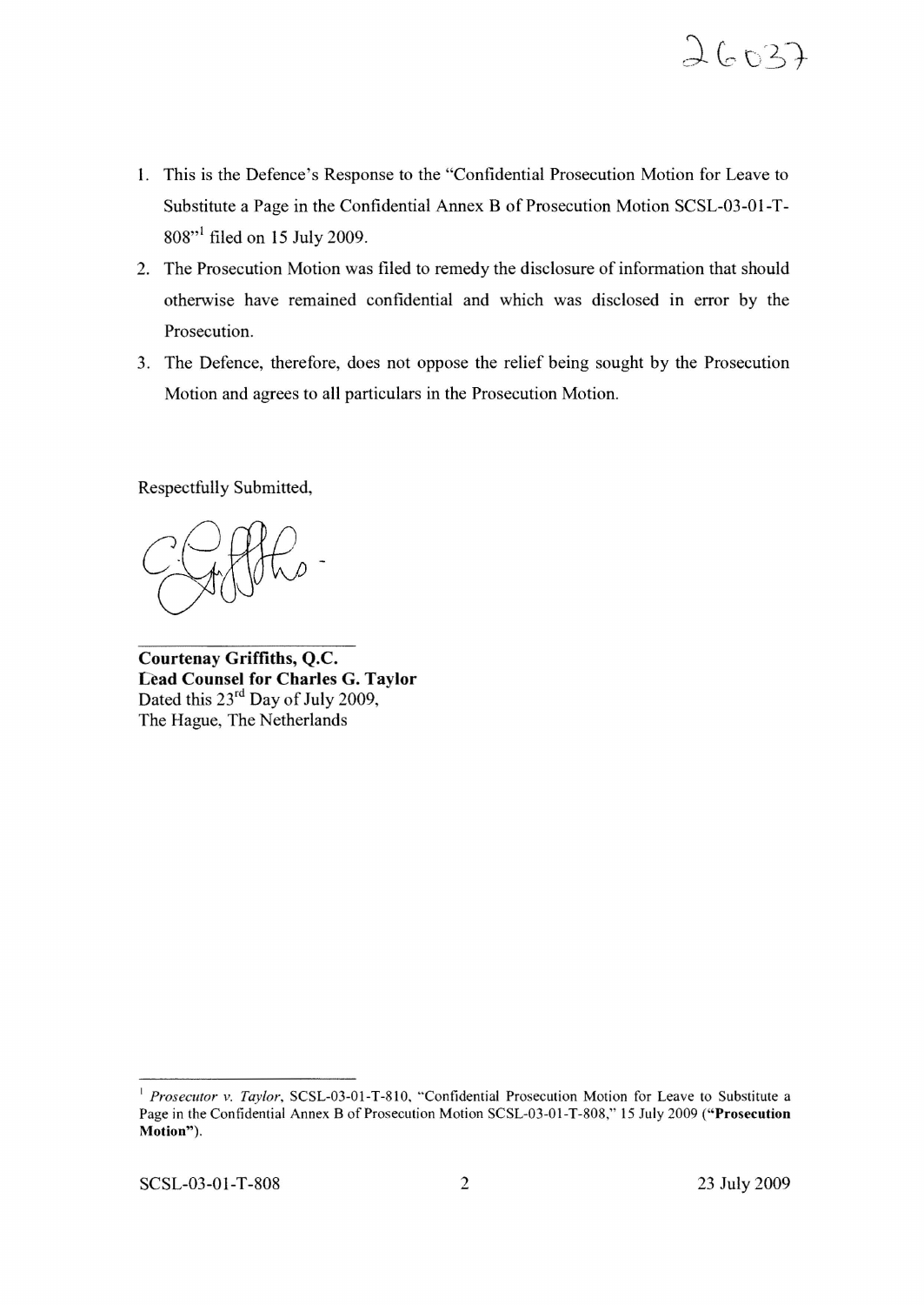1. This is the Defence's Response to the "Confidential Prosecution Motion for Leave to Substitute a Page in the Confidential Annex B of Prosecution Motion SCSL-03-01-T-808"[1] filed on 15 July 2009.

2. The Prosecution Motion was filed to remedy the disclosure of information that should otherwise have remained confidential and which was disclosed in error by the Prosecution.

3. The Defence, therefore, does not oppose the relief being sought by the Prosecution Motion and agrees to all particulars in the Prosecution Motion.

Respectfully Submitted,

**Courtenay Griffiths, Q.C.**
**Lead Counsel for Charles G. Taylor**
Dated this 23rd Day of July 2009,
The Hague, The Netherlands

---

[1] *Prosecutor v. Taylor*, SCSL-03-01-T-810, "Confidential Prosecution Motion for Leave to Substitute a Page in the Confidential Annex B of Prosecution Motion SCSL-03-01-T-808," 15 July 2009 (**"Prosecution Motion"**).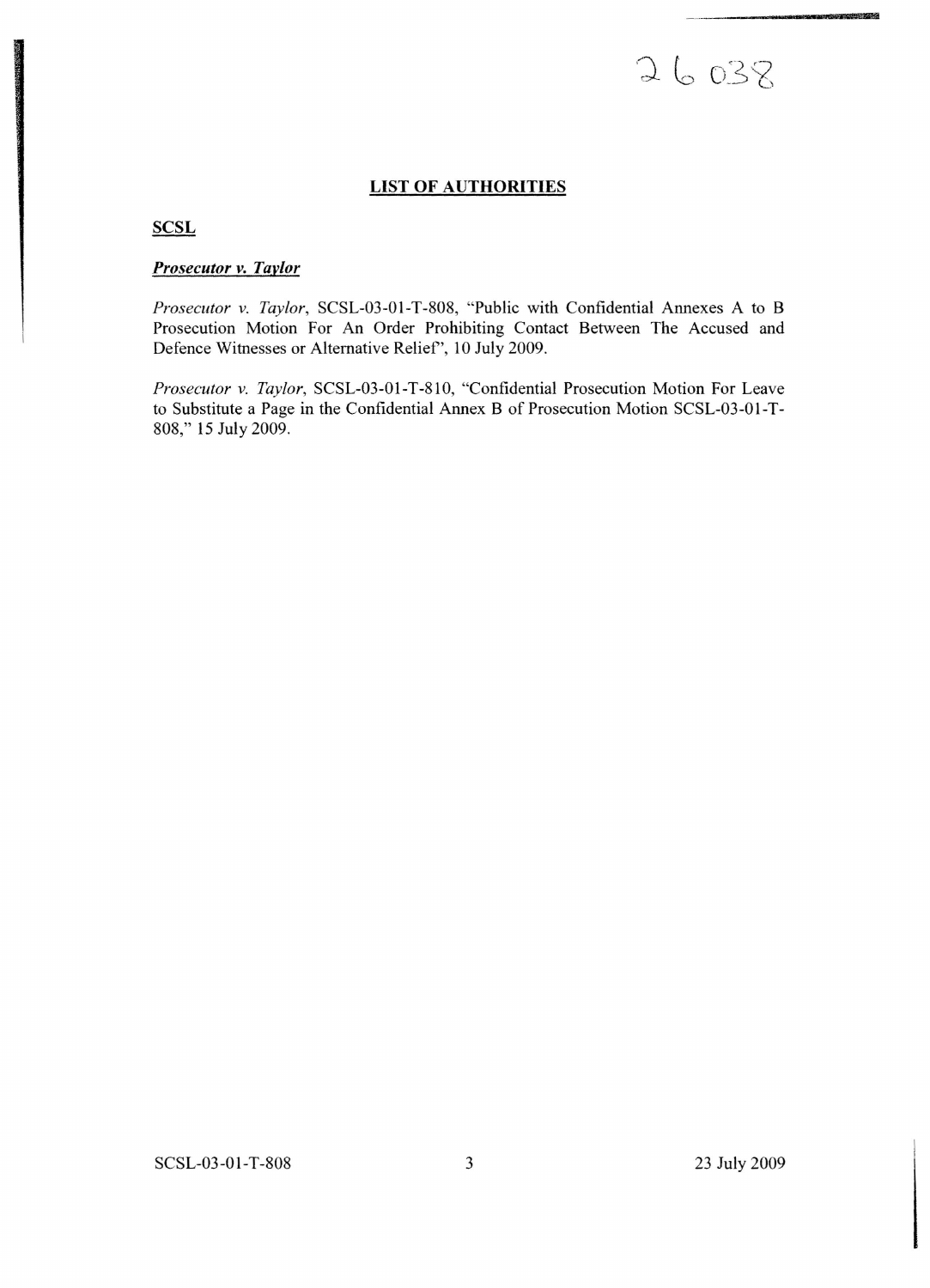## LIST OF AUTHORITIES

**SCSL**

***Prosecutor v. Taylor***

*Prosecutor v. Taylor*, SCSL-03-01-T-808, "Public with Confidential Annexes A to B Prosecution Motion For An Order Prohibiting Contact Between The Accused and Defence Witnesses or Alternative Relief", 10 July 2009.

*Prosecutor v. Taylor*, SCSL-03-01-T-810, "Confidential Prosecution Motion For Leave to Substitute a Page in the Confidential Annex B of Prosecution Motion SCSL-03-01-T-808," 15 July 2009.